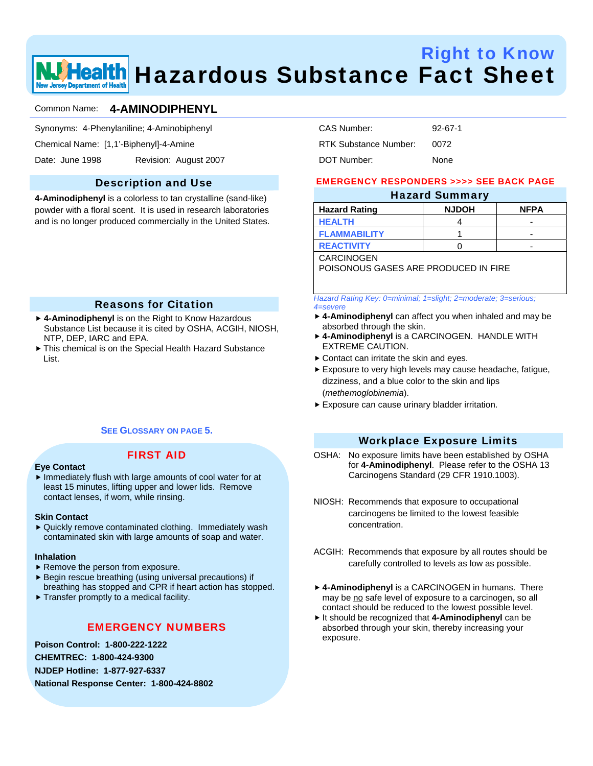# Right to Know
# Hazardous Substance Fact Sheet

Common Name: **4-AMINODIPHENYL**

Synonyms: 4-Phenylaniline; 4-Aminobiphenyl

Chemical Name: [1,1'-Biphenyl]-4-Amine

Date: June 1998 Revision: August 2007

CAS Number: 92-67-1

RTK Substance Number: 0072

DOT Number: None

## Description and Use

**4-Aminodiphenyl** is a colorless to tan crystalline (sand-like) powder with a floral scent. It is used in research laboratories and is no longer produced commercially in the United States.

## Reasons for Citation

- **4-Aminodiphenyl** is on the Right to Know Hazardous Substance List because it is cited by OSHA, ACGIH, NIOSH, NTP, DEP, IARC and EPA.
- This chemical is on the Special Health Hazard Substance List.

**SEE GLOSSARY ON PAGE 5.**

## FIRST AID

**Eye Contact**

- Immediately flush with large amounts of cool water for at least 15 minutes, lifting upper and lower lids. Remove contact lenses, if worn, while rinsing.

**Skin Contact**

- Quickly remove contaminated clothing. Immediately wash contaminated skin with large amounts of soap and water.

**Inhalation**

- Remove the person from exposure.
- Begin rescue breathing (using universal precautions) if breathing has stopped and CPR if heart action has stopped.
- Transfer promptly to a medical facility.

## EMERGENCY NUMBERS

**Poison Control: 1-800-222-1222**

**CHEMTREC: 1-800-424-9300**

**NJDEP Hotline: 1-877-927-6337**

**National Response Center: 1-800-424-8802**

**EMERGENCY RESPONDERS >>>> SEE BACK PAGE**

## Hazard Summary

| Hazard Rating | NJDOH | NFPA |
|---|---|---|
| HEALTH | 4 | - |
| FLAMMABILITY | 1 | - |
| REACTIVITY | 0 | - |

CARCINOGEN
POISONOUS GASES ARE PRODUCED IN FIRE

*Hazard Rating Key: 0=minimal; 1=slight; 2=moderate; 3=serious; 4=severe*

- **4-Aminodiphenyl** can affect you when inhaled and may be absorbed through the skin.
- **4-Aminodiphenyl** is a CARCINOGEN. HANDLE WITH EXTREME CAUTION.
- Contact can irritate the skin and eyes.
- Exposure to very high levels may cause headache, fatigue, dizziness, and a blue color to the skin and lips (*methemoglobinemia*).
- Exposure can cause urinary bladder irritation.

## Workplace Exposure Limits

OSHA: No exposure limits have been established by OSHA for **4-Aminodiphenyl**. Please refer to the OSHA 13 Carcinogens Standard (29 CFR 1910.1003).

NIOSH: Recommends that exposure to occupational carcinogens be limited to the lowest feasible concentration.

ACGIH: Recommends that exposure by all routes should be carefully controlled to levels as low as possible.

- **4-Aminodiphenyl** is a CARCINOGEN in humans. There may be no safe level of exposure to a carcinogen, so all contact should be reduced to the lowest possible level.
- It should be recognized that **4-Aminodiphenyl** can be absorbed through your skin, thereby increasing your exposure.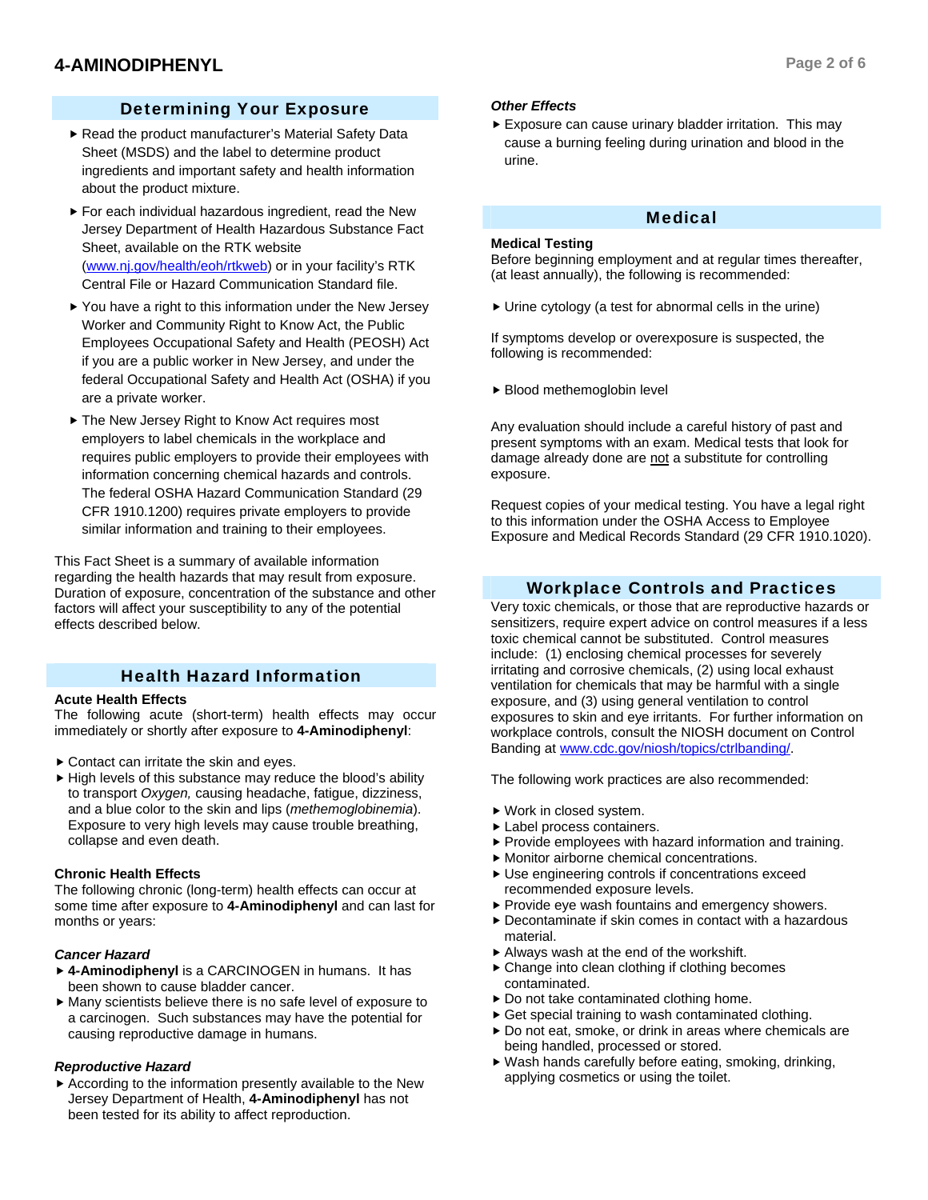## Determining Your Exposure

- Read the product manufacturer's Material Safety Data Sheet (MSDS) and the label to determine product ingredients and important safety and health information about the product mixture.
- For each individual hazardous ingredient, read the New Jersey Department of Health Hazardous Substance Fact Sheet, available on the RTK website (www.nj.gov/health/eoh/rtkweb) or in your facility's RTK Central File or Hazard Communication Standard file.
- You have a right to this information under the New Jersey Worker and Community Right to Know Act, the Public Employees Occupational Safety and Health (PEOSH) Act if you are a public worker in New Jersey, and under the federal Occupational Safety and Health Act (OSHA) if you are a private worker.
- The New Jersey Right to Know Act requires most employers to label chemicals in the workplace and requires public employers to provide their employees with information concerning chemical hazards and controls. The federal OSHA Hazard Communication Standard (29 CFR 1910.1200) requires private employers to provide similar information and training to their employees.

This Fact Sheet is a summary of available information regarding the health hazards that may result from exposure. Duration of exposure, concentration of the substance and other factors will affect your susceptibility to any of the potential effects described below.

## Health Hazard Information

**Acute Health Effects**

The following acute (short-term) health effects may occur immediately or shortly after exposure to **4-Aminodiphenyl**:

- Contact can irritate the skin and eyes.
- High levels of this substance may reduce the blood's ability to transport *Oxygen,* causing headache, fatigue, dizziness, and a blue color to the skin and lips (*methemoglobinemia*). Exposure to very high levels may cause trouble breathing, collapse and even death.

**Chronic Health Effects**

The following chronic (long-term) health effects can occur at some time after exposure to **4-Aminodiphenyl** and can last for months or years:

***Cancer Hazard***

- **4-Aminodiphenyl** is a CARCINOGEN in humans. It has been shown to cause bladder cancer.
- Many scientists believe there is no safe level of exposure to a carcinogen. Such substances may have the potential for causing reproductive damage in humans.

***Reproductive Hazard***

- According to the information presently available to the New Jersey Department of Health, **4-Aminodiphenyl** has not been tested for its ability to affect reproduction.

***Other Effects***

- Exposure can cause urinary bladder irritation. This may cause a burning feeling during urination and blood in the urine.

## Medical

**Medical Testing**

Before beginning employment and at regular times thereafter, (at least annually), the following is recommended:

- Urine cytology (a test for abnormal cells in the urine)

If symptoms develop or overexposure is suspected, the following is recommended:

- Blood methemoglobin level

Any evaluation should include a careful history of past and present symptoms with an exam. Medical tests that look for damage already done are not a substitute for controlling exposure.

Request copies of your medical testing. You have a legal right to this information under the OSHA Access to Employee Exposure and Medical Records Standard (29 CFR 1910.1020).

## Workplace Controls and Practices

Very toxic chemicals, or those that are reproductive hazards or sensitizers, require expert advice on control measures if a less toxic chemical cannot be substituted. Control measures include: (1) enclosing chemical processes for severely irritating and corrosive chemicals, (2) using local exhaust ventilation for chemicals that may be harmful with a single exposure, and (3) using general ventilation to control exposures to skin and eye irritants. For further information on workplace controls, consult the NIOSH document on Control Banding at www.cdc.gov/niosh/topics/ctrlbanding/.

The following work practices are also recommended:

- Work in closed system.
- Label process containers.
- Provide employees with hazard information and training.
- Monitor airborne chemical concentrations.
- Use engineering controls if concentrations exceed recommended exposure levels.
- Provide eye wash fountains and emergency showers.
- Decontaminate if skin comes in contact with a hazardous material.
- Always wash at the end of the workshift.
- Change into clean clothing if clothing becomes contaminated.
- Do not take contaminated clothing home.
- Get special training to wash contaminated clothing.
- Do not eat, smoke, or drink in areas where chemicals are being handled, processed or stored.
- Wash hands carefully before eating, smoking, drinking, applying cosmetics or using the toilet.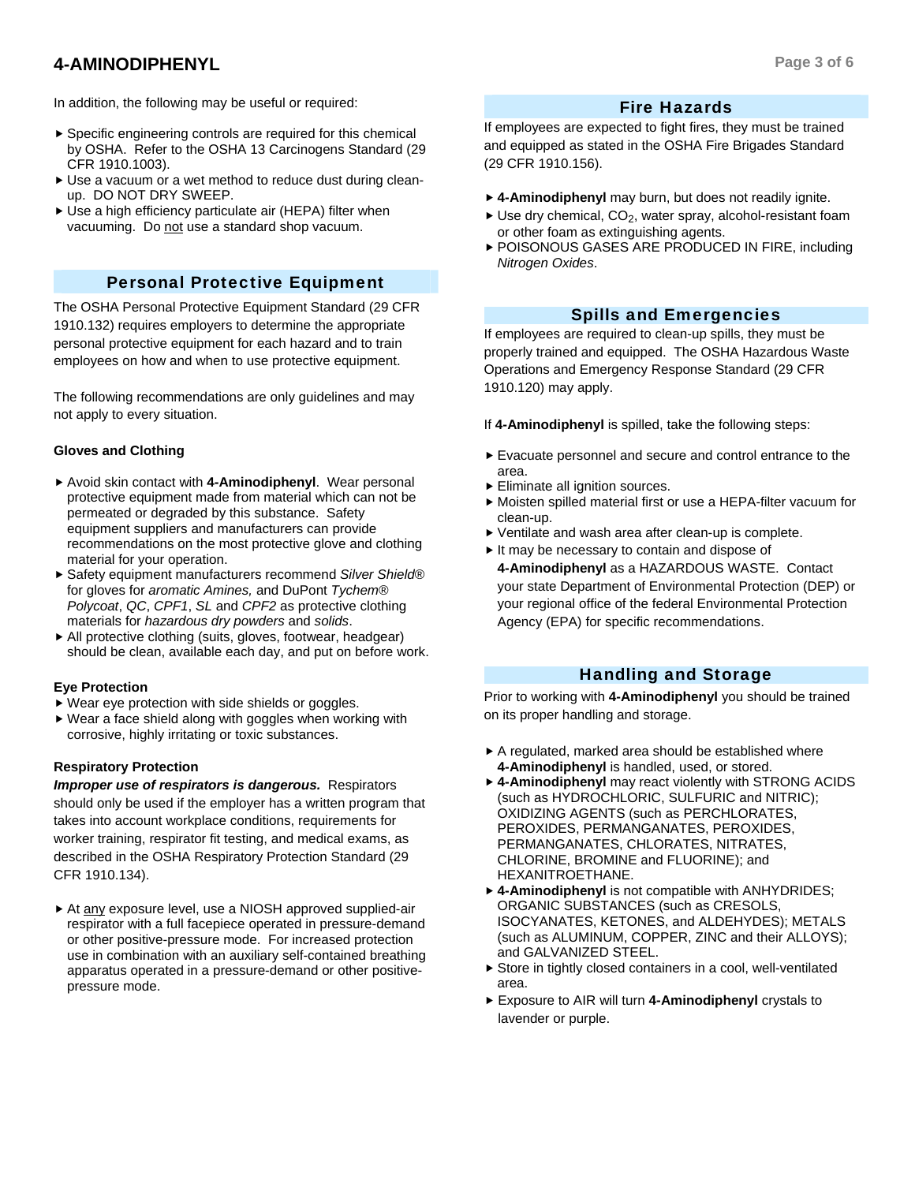In addition, the following may be useful or required:

- Specific engineering controls are required for this chemical by OSHA. Refer to the OSHA 13 Carcinogens Standard (29 CFR 1910.1003).
- Use a vacuum or a wet method to reduce dust during clean-up. DO NOT DRY SWEEP.
- Use a high efficiency particulate air (HEPA) filter when vacuuming. Do not use a standard shop vacuum.

## Personal Protective Equipment

The OSHA Personal Protective Equipment Standard (29 CFR 1910.132) requires employers to determine the appropriate personal protective equipment for each hazard and to train employees on how and when to use protective equipment.

The following recommendations are only guidelines and may not apply to every situation.

### Gloves and Clothing

- Avoid skin contact with **4-Aminodiphenyl**. Wear personal protective equipment made from material which can not be permeated or degraded by this substance. Safety equipment suppliers and manufacturers can provide recommendations on the most protective glove and clothing material for your operation.
- Safety equipment manufacturers recommend *Silver Shield®* for gloves for *aromatic Amines,* and DuPont *Tychem® Polycoat*, *QC*, *CPF1*, *SL* and *CPF2* as protective clothing materials for *hazardous dry powders* and *solids*.
- All protective clothing (suits, gloves, footwear, headgear) should be clean, available each day, and put on before work.

### Eye Protection

- Wear eye protection with side shields or goggles.
- Wear a face shield along with goggles when working with corrosive, highly irritating or toxic substances.

### Respiratory Protection

***Improper use of respirators is dangerous.*** Respirators should only be used if the employer has a written program that takes into account workplace conditions, requirements for worker training, respirator fit testing, and medical exams, as described in the OSHA Respiratory Protection Standard (29 CFR 1910.134).

- At any exposure level, use a NIOSH approved supplied-air respirator with a full facepiece operated in pressure-demand or other positive-pressure mode. For increased protection use in combination with an auxiliary self-contained breathing apparatus operated in a pressure-demand or other positive-pressure mode.

## Fire Hazards

If employees are expected to fight fires, they must be trained and equipped as stated in the OSHA Fire Brigades Standard (29 CFR 1910.156).

- **4-Aminodiphenyl** may burn, but does not readily ignite.
- Use dry chemical, $CO_2$, water spray, alcohol-resistant foam or other foam as extinguishing agents.
- POISONOUS GASES ARE PRODUCED IN FIRE, including *Nitrogen Oxides*.

## Spills and Emergencies

If employees are required to clean-up spills, they must be properly trained and equipped. The OSHA Hazardous Waste Operations and Emergency Response Standard (29 CFR 1910.120) may apply.

If **4-Aminodiphenyl** is spilled, take the following steps:

- Evacuate personnel and secure and control entrance to the area.
- Eliminate all ignition sources.
- Moisten spilled material first or use a HEPA-filter vacuum for clean-up.
- Ventilate and wash area after clean-up is complete.
- It may be necessary to contain and dispose of **4-Aminodiphenyl** as a HAZARDOUS WASTE. Contact your state Department of Environmental Protection (DEP) or your regional office of the federal Environmental Protection Agency (EPA) for specific recommendations.

## Handling and Storage

Prior to working with **4-Aminodiphenyl** you should be trained on its proper handling and storage.

- A regulated, marked area should be established where **4-Aminodiphenyl** is handled, used, or stored.
- **4-Aminodiphenyl** may react violently with STRONG ACIDS (such as HYDROCHLORIC, SULFURIC and NITRIC); OXIDIZING AGENTS (such as PERCHLORATES, PEROXIDES, PERMANGANATES, PEROXIDES, PERMANGANATES, CHLORATES, NITRATES, CHLORINE, BROMINE and FLUORINE); and HEXANITROETHANE.
- **4-Aminodiphenyl** is not compatible with ANHYDRIDES; ORGANIC SUBSTANCES (such as CRESOLS, ISOCYANATES, KETONES, and ALDEHYDES); METALS (such as ALUMINUM, COPPER, ZINC and their ALLOYS); and GALVANIZED STEEL.
- Store in tightly closed containers in a cool, well-ventilated area.
- Exposure to AIR will turn **4-Aminodiphenyl** crystals to lavender or purple.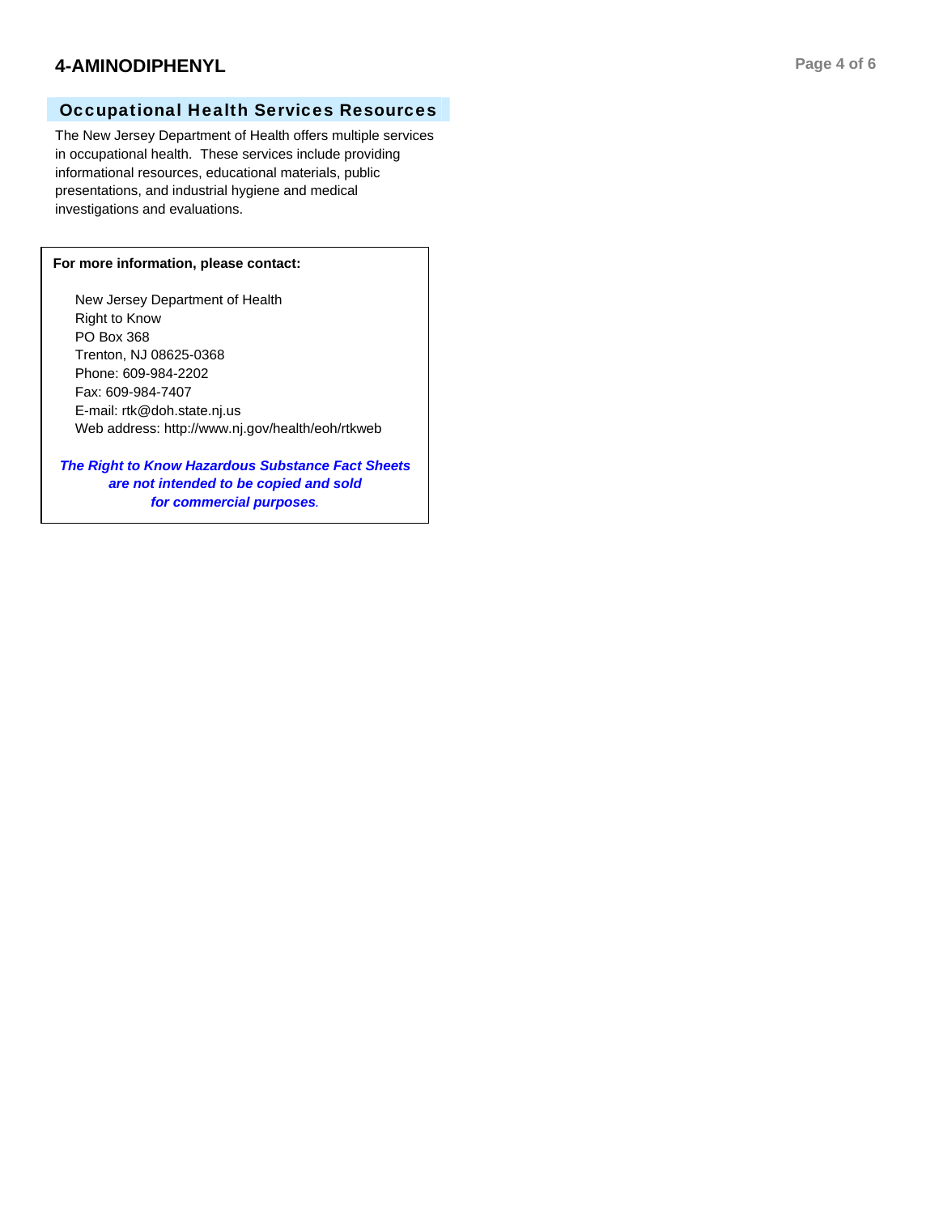## Occupational Health Services Resources

The New Jersey Department of Health offers multiple services in occupational health. These services include providing informational resources, educational materials, public presentations, and industrial hygiene and medical investigations and evaluations.

**For more information, please contact:**

New Jersey Department of Health
Right to Know
PO Box 368
Trenton, NJ 08625-0368
Phone: 609-984-2202
Fax: 609-984-7407
E-mail: rtk@doh.state.nj.us
Web address: http://www.nj.gov/health/eoh/rtkweb

***The Right to Know Hazardous Substance Fact Sheets are not intended to be copied and sold for commercial purposes.***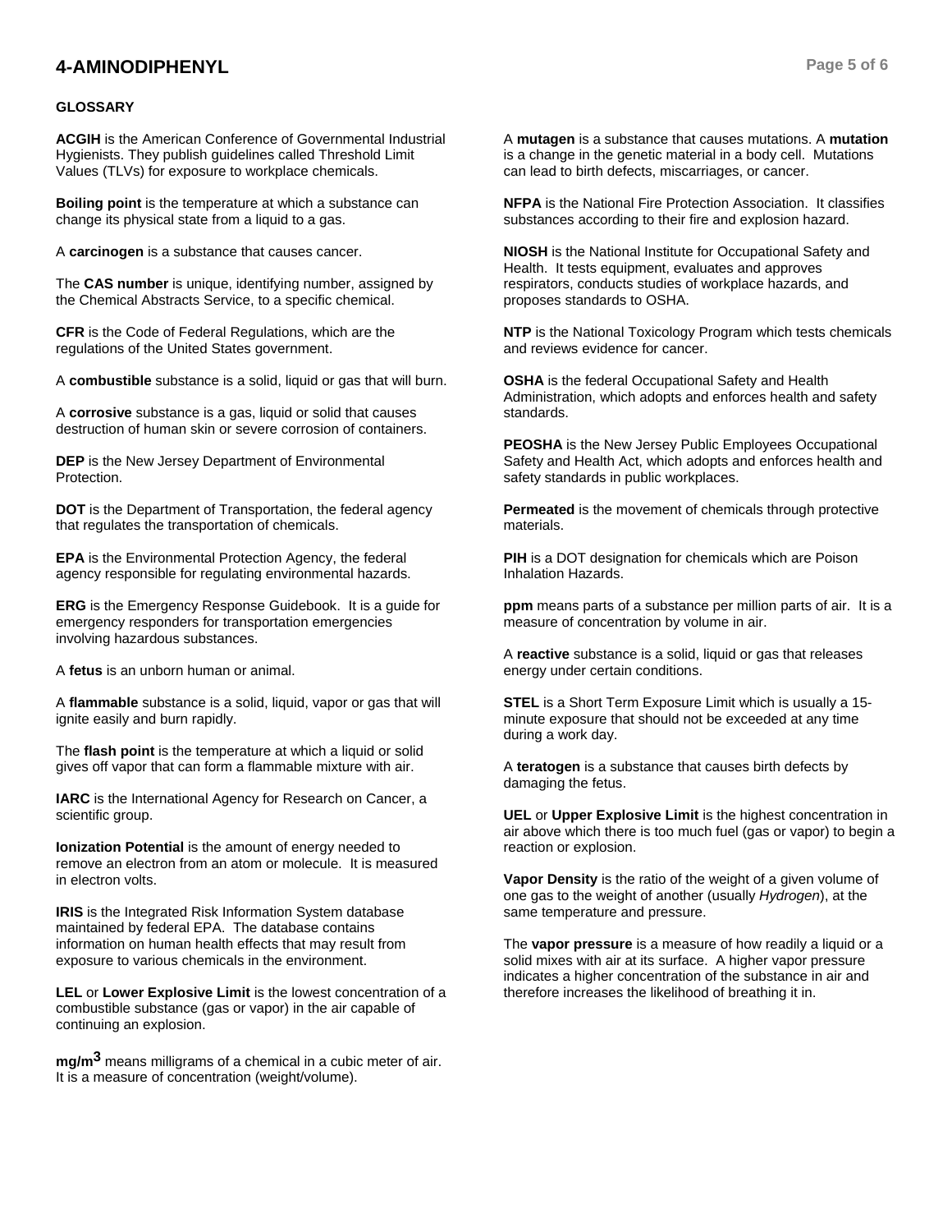## GLOSSARY

**ACGIH** is the American Conference of Governmental Industrial Hygienists. They publish guidelines called Threshold Limit Values (TLVs) for exposure to workplace chemicals.

**Boiling point** is the temperature at which a substance can change its physical state from a liquid to a gas.

A **carcinogen** is a substance that causes cancer.

The **CAS number** is unique, identifying number, assigned by the Chemical Abstracts Service, to a specific chemical.

**CFR** is the Code of Federal Regulations, which are the regulations of the United States government.

A **combustible** substance is a solid, liquid or gas that will burn.

A **corrosive** substance is a gas, liquid or solid that causes destruction of human skin or severe corrosion of containers.

**DEP** is the New Jersey Department of Environmental Protection.

**DOT** is the Department of Transportation, the federal agency that regulates the transportation of chemicals.

**EPA** is the Environmental Protection Agency, the federal agency responsible for regulating environmental hazards.

**ERG** is the Emergency Response Guidebook. It is a guide for emergency responders for transportation emergencies involving hazardous substances.

A **fetus** is an unborn human or animal.

A **flammable** substance is a solid, liquid, vapor or gas that will ignite easily and burn rapidly.

The **flash point** is the temperature at which a liquid or solid gives off vapor that can form a flammable mixture with air.

**IARC** is the International Agency for Research on Cancer, a scientific group.

**Ionization Potential** is the amount of energy needed to remove an electron from an atom or molecule. It is measured in electron volts.

**IRIS** is the Integrated Risk Information System database maintained by federal EPA. The database contains information on human health effects that may result from exposure to various chemicals in the environment.

**LEL** or **Lower Explosive Limit** is the lowest concentration of a combustible substance (gas or vapor) in the air capable of continuing an explosion.

**$mg/m^3$** means milligrams of a chemical in a cubic meter of air. It is a measure of concentration (weight/volume).

A **mutagen** is a substance that causes mutations. A **mutation** is a change in the genetic material in a body cell. Mutations can lead to birth defects, miscarriages, or cancer.

**NFPA** is the National Fire Protection Association. It classifies substances according to their fire and explosion hazard.

**NIOSH** is the National Institute for Occupational Safety and Health. It tests equipment, evaluates and approves respirators, conducts studies of workplace hazards, and proposes standards to OSHA.

**NTP** is the National Toxicology Program which tests chemicals and reviews evidence for cancer.

**OSHA** is the federal Occupational Safety and Health Administration, which adopts and enforces health and safety standards.

**PEOSHA** is the New Jersey Public Employees Occupational Safety and Health Act, which adopts and enforces health and safety standards in public workplaces.

**Permeated** is the movement of chemicals through protective materials.

**PIH** is a DOT designation for chemicals which are Poison Inhalation Hazards.

**ppm** means parts of a substance per million parts of air. It is a measure of concentration by volume in air.

A **reactive** substance is a solid, liquid or gas that releases energy under certain conditions.

**STEL** is a Short Term Exposure Limit which is usually a 15-minute exposure that should not be exceeded at any time during a work day.

A **teratogen** is a substance that causes birth defects by damaging the fetus.

**UEL** or **Upper Explosive Limit** is the highest concentration in air above which there is too much fuel (gas or vapor) to begin a reaction or explosion.

**Vapor Density** is the ratio of the weight of a given volume of one gas to the weight of another (usually *Hydrogen*), at the same temperature and pressure.

The **vapor pressure** is a measure of how readily a liquid or a solid mixes with air at its surface. A higher vapor pressure indicates a higher concentration of the substance in air and therefore increases the likelihood of breathing it in.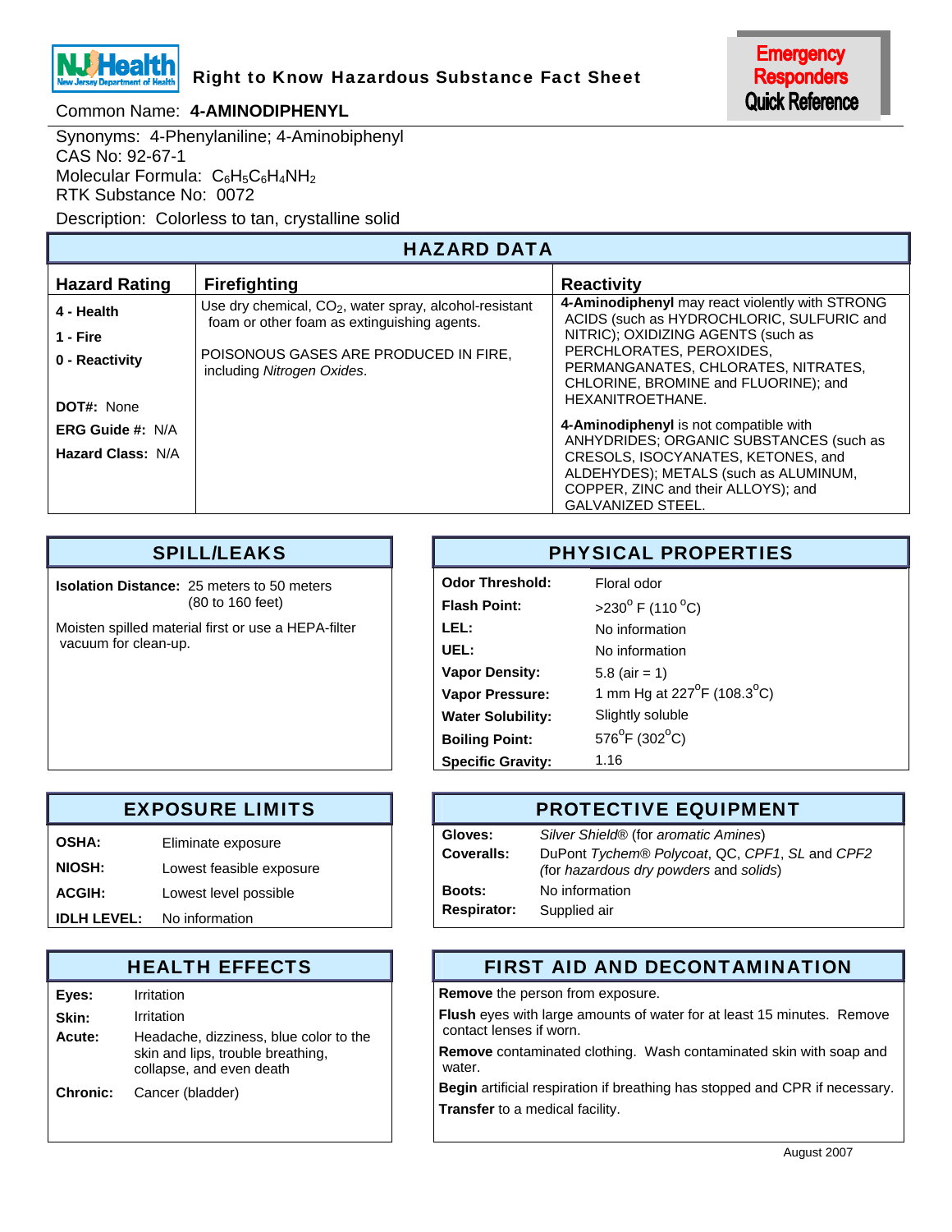# Right to Know Hazardous Substance Fact Sheet

**Emergency Responders Quick Reference**

Common Name: **4-AMINODIPHENYL**

Synonyms: 4-Phenylaniline; 4-Aminobiphenyl
CAS No: 92-67-1
Molecular Formula: $C_6H_5C_6H_4NH_2$
RTK Substance No: 0072

Description: Colorless to tan, crystalline solid

## HAZARD DATA

| Hazard Rating | Firefighting | Reactivity |
|---|---|---|
| **4 - Health**<br>**1 - Fire**<br>**0 - Reactivity**<br><br>**DOT#:** None<br>**ERG Guide #:** N/A<br>**Hazard Class:** N/A | Use dry chemical, $CO_2$, water spray, alcohol-resistant foam or other foam as extinguishing agents.<br><br>POISONOUS GASES ARE PRODUCED IN FIRE, including *Nitrogen Oxides*. | **4-Aminodiphenyl** may react violently with STRONG ACIDS (such as HYDROCHLORIC, SULFURIC and NITRIC); OXIDIZING AGENTS (such as PERCHLORATES, PEROXIDES, PERMANGANATES, CHLORATES, NITRATES, CHLORINE, BROMINE and FLUORINE); and HEXANITROETHANE.<br><br>**4-Aminodiphenyl** is not compatible with ANHYDRIDES; ORGANIC SUBSTANCES (such as CRESOLS, ISOCYANATES, KETONES, and ALDEHYDES); METALS (such as ALUMINUM, COPPER, ZINC and their ALLOYS); and GALVANIZED STEEL. |

## SPILL/LEAKS

**Isolation Distance:** 25 meters to 50 meters (80 to 160 feet)

Moisten spilled material first or use a HEPA-filter vacuum for clean-up.

## PHYSICAL PROPERTIES

| | |
|---|---|
| **Odor Threshold:** | Floral odor |
| **Flash Point:** | >230°F (110°C) |
| **LEL:** | No information |
| **UEL:** | No information |
| **Vapor Density:** | 5.8 (air = 1) |
| **Vapor Pressure:** | 1 mm Hg at 227°F (108.3°C) |
| **Water Solubility:** | Slightly soluble |
| **Boiling Point:** | 576°F (302°C) |
| **Specific Gravity:** | 1.16 |

## EXPOSURE LIMITS

| | |
|---|---|
| **OSHA:** | Eliminate exposure |
| **NIOSH:** | Lowest feasible exposure |
| **ACGIH:** | Lowest level possible |
| **IDLH LEVEL:** | No information |

## PROTECTIVE EQUIPMENT

| | |
|---|---|
| **Gloves:** | *Silver Shield*® (for *aromatic Amines*) |
| **Coveralls:** | DuPont *Tychem® Polycoat*, QC, *CPF1*, *SL* and *CPF2* (for *hazardous dry powders* and *solids*) |
| **Boots:** | No information |
| **Respirator:** | Supplied air |

## HEALTH EFFECTS

| | |
|---|---|
| **Eyes:** | Irritation |
| **Skin:** | Irritation |
| **Acute:** | Headache, dizziness, blue color to the skin and lips, trouble breathing, collapse, and even death |
| **Chronic:** | Cancer (bladder) |

## FIRST AID AND DECONTAMINATION

**Remove** the person from exposure.

**Flush** eyes with large amounts of water for at least 15 minutes. Remove contact lenses if worn.

**Remove** contaminated clothing. Wash contaminated skin with soap and water.

**Begin** artificial respiration if breathing has stopped and CPR if necessary.

**Transfer** to a medical facility.

August 2007